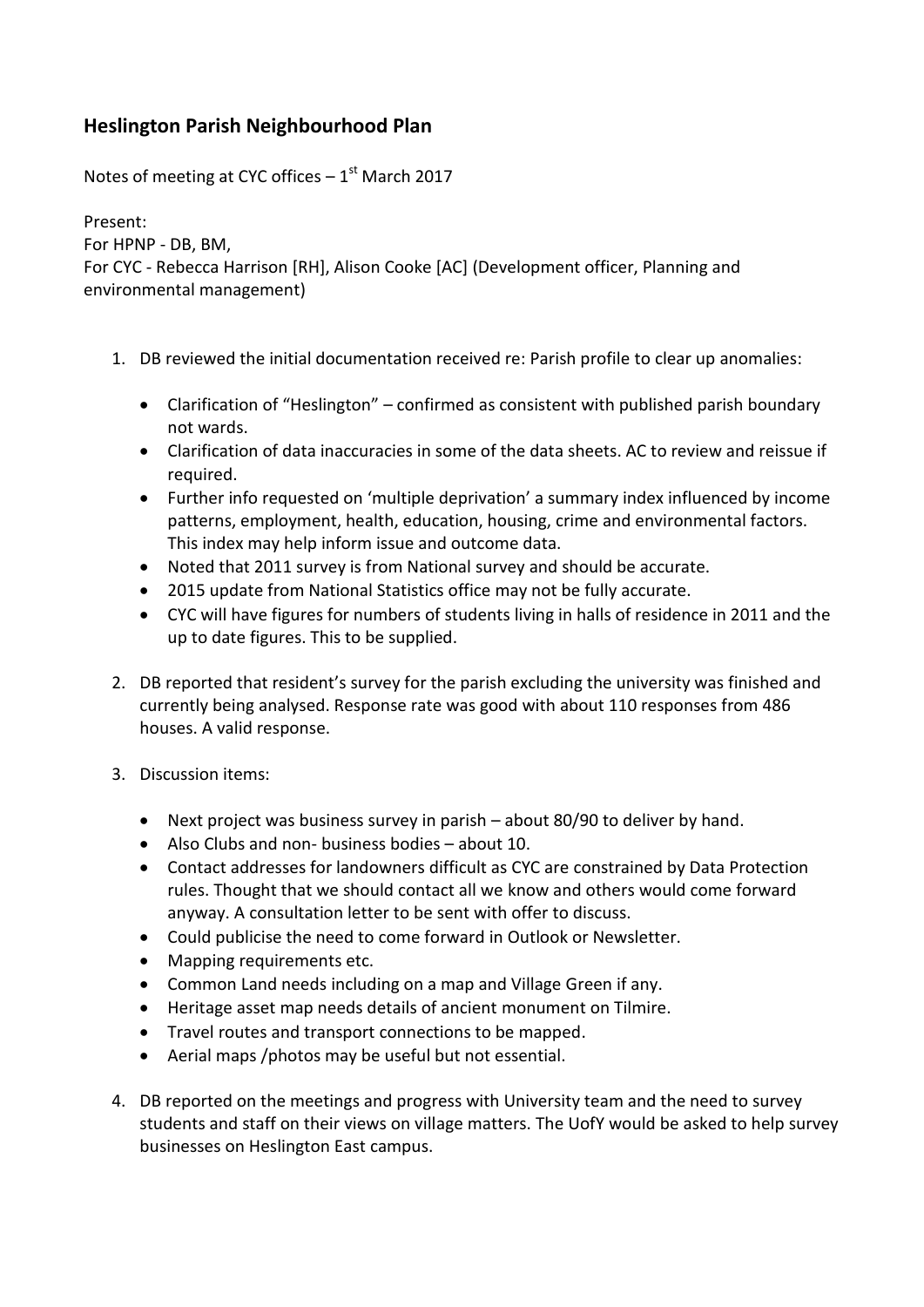## Heslington Parish Neighbourhood Plan

Notes of meeting at CYC offices – 1st March 2017

Present:
For HPNP - DB, BM,
For CYC - Rebecca Harrison [RH], Alison Cooke [AC] (Development officer, Planning and environmental management)

1. DB reviewed the initial documentation received re: Parish profile to clear up anomalies:

   - Clarification of "Heslington" – confirmed as consistent with published parish boundary not wards.
   - Clarification of data inaccuracies in some of the data sheets. AC to review and reissue if required.
   - Further info requested on 'multiple deprivation' a summary index influenced by income patterns, employment, health, education, housing, crime and environmental factors. This index may help inform issue and outcome data.
   - Noted that 2011 survey is from National survey and should be accurate.
   - 2015 update from National Statistics office may not be fully accurate.
   - CYC will have figures for numbers of students living in halls of residence in 2011 and the up to date figures. This to be supplied.

2. DB reported that resident's survey for the parish excluding the university was finished and currently being analysed. Response rate was good with about 110 responses from 486 houses. A valid response.

3. Discussion items:

   - Next project was business survey in parish – about 80/90 to deliver by hand.
   - Also Clubs and non- business bodies – about 10.
   - Contact addresses for landowners difficult as CYC are constrained by Data Protection rules. Thought that we should contact all we know and others would come forward anyway. A consultation letter to be sent with offer to discuss.
   - Could publicise the need to come forward in Outlook or Newsletter.
   - Mapping requirements etc.
   - Common Land needs including on a map and Village Green if any.
   - Heritage asset map needs details of ancient monument on Tilmire.
   - Travel routes and transport connections to be mapped.
   - Aerial maps /photos may be useful but not essential.

4. DB reported on the meetings and progress with University team and the need to survey students and staff on their views on village matters. The UofY would be asked to help survey businesses on Heslington East campus.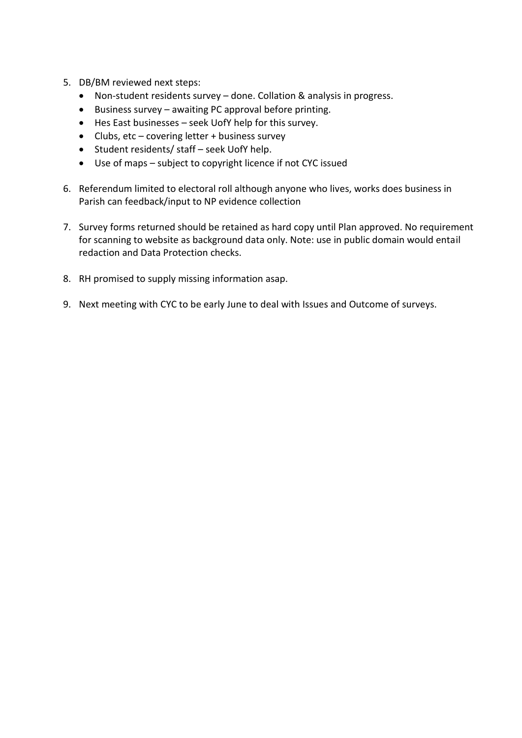5. DB/BM reviewed next steps:
    - Non-student residents survey – done. Collation & analysis in progress.
    - Business survey – awaiting PC approval before printing.
    - Hes East businesses – seek UofY help for this survey.
    - Clubs, etc – covering letter + business survey
    - Student residents/ staff – seek UofY help.
    - Use of maps – subject to copyright licence if not CYC issued

6. Referendum limited to electoral roll although anyone who lives, works does business in Parish can feedback/input to NP evidence collection

7. Survey forms returned should be retained as hard copy until Plan approved. No requirement for scanning to website as background data only. Note: use in public domain would entail redaction and Data Protection checks.

8. RH promised to supply missing information asap.

9. Next meeting with CYC to be early June to deal with Issues and Outcome of surveys.